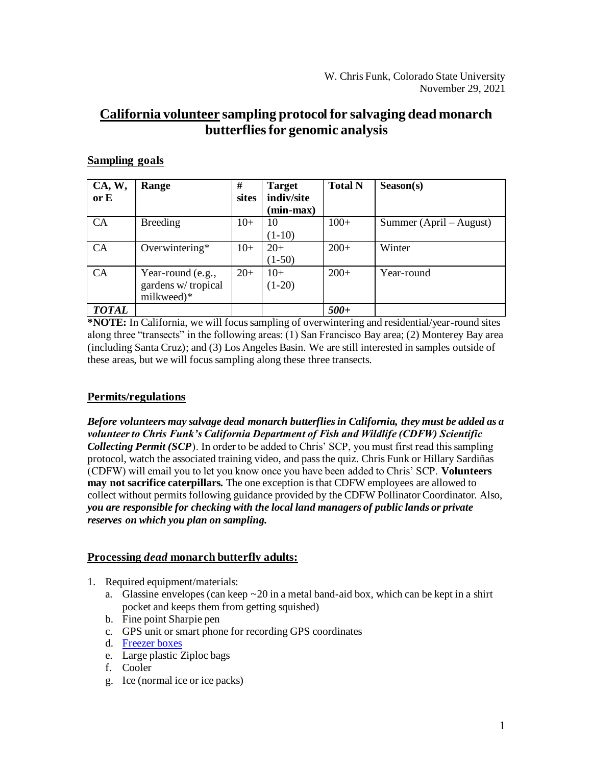W. Chris Funk, Colorado State University
November 29, 2021

# <u>California volunteer</u> sampling protocol for salvaging dead monarch butterflies for genomic analysis

## Sampling goals

| CA, W, or E | Range | # sites | Target indiv/site (min-max) | Total N | Season(s) |
|---|---|---|---|---|---|
| CA | Breeding | 10+ | 10 (1-10) | 100+ | Summer (April – August) |
| CA | Overwintering* | 10+ | 20+ (1-50) | 200+ | Winter |
| CA | Year-round (e.g., gardens w/ tropical milkweed)* | 20+ | 10+ (1-20) | 200+ | Year-round |
| ***TOTAL*** | | | | ***500+*** | |

***NOTE:** In California, we will focus sampling of overwintering and residential/year-round sites along three "transects" in the following areas: (1) San Francisco Bay area; (2) Monterey Bay area (including Santa Cruz); and (3) Los Angeles Basin. We are still interested in samples outside of these areas, but we will focus sampling along these three transects.

## Permits/regulations

***Before volunteers may salvage dead monarch butterflies in California, they must be added as a volunteer to Chris Funk's California Department of Fish and Wildlife (CDFW) Scientific Collecting Permit (SCP)***. In order to be added to Chris' SCP, you must first read this sampling protocol, watch the associated training video, and pass the quiz. Chris Funk or Hillary Sardiñas (CDFW) will email you to let you know once you have been added to Chris' SCP. **Volunteers may not sacrifice caterpillars.** The one exception is that CDFW employees are allowed to collect without permits following guidance provided by the CDFW Pollinator Coordinator. Also, ***you are responsible for checking with the local land managers of public lands or private reserves on which you plan on sampling.***

## Processing *dead* monarch butterfly adults:

1. Required equipment/materials:
   a. Glassine envelopes (can keep ~20 in a metal band-aid box, which can be kept in a shirt pocket and keeps them from getting squished)
   b. Fine point Sharpie pen
   c. GPS unit or smart phone for recording GPS coordinates
   d. Freezer boxes
   e. Large plastic Ziploc bags
   f. Cooler
   g. Ice (normal ice or ice packs)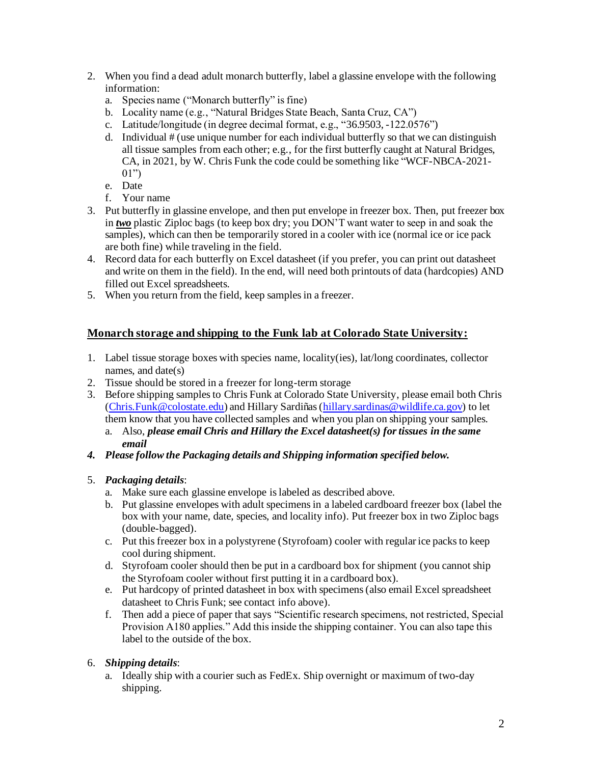2. When you find a dead adult monarch butterfly, label a glassine envelope with the following information:
   a. Species name ("Monarch butterfly" is fine)
   b. Locality name (e.g., "Natural Bridges State Beach, Santa Cruz, CA")
   c. Latitude/longitude (in degree decimal format, e.g., "36.9503, -122.0576")
   d. Individual # (use unique number for each individual butterfly so that we can distinguish all tissue samples from each other; e.g., for the first butterfly caught at Natural Bridges, CA, in 2021, by W. Chris Funk the code could be something like "WCF-NBCA-2021-01")
   e. Date
   f. Your name
3. Put butterfly in glassine envelope, and then put envelope in freezer box. Then, put freezer box in ***two*** plastic Ziploc bags (to keep box dry; you DON'T want water to seep in and soak the samples), which can then be temporarily stored in a cooler with ice (normal ice or ice pack are both fine) while traveling in the field.
4. Record data for each butterfly on Excel datasheet (if you prefer, you can print out datasheet and write on them in the field). In the end, will need both printouts of data (hardcopies) AND filled out Excel spreadsheets.
5. When you return from the field, keep samples in a freezer.

## Monarch storage and shipping to the Funk lab at Colorado State University:

1. Label tissue storage boxes with species name, locality(ies), lat/long coordinates, collector names, and date(s)
2. Tissue should be stored in a freezer for long-term storage
3. Before shipping samples to Chris Funk at Colorado State University, please email both Chris (Chris.Funk@colostate.edu) and Hillary Sardiñas (hillary.sardinas@wildlife.ca.gov) to let them know that you have collected samples and when you plan on shipping your samples.
   a. Also, ***please email Chris and Hillary the Excel datasheet(s) for tissues in the same email***
4. ***Please follow the Packaging details and Shipping information specified below.***
5. ***Packaging details***:
   a. Make sure each glassine envelope is labeled as described above.
   b. Put glassine envelopes with adult specimens in a labeled cardboard freezer box (label the box with your name, date, species, and locality info). Put freezer box in two Ziploc bags (double-bagged).
   c. Put this freezer box in a polystyrene (Styrofoam) cooler with regular ice packs to keep cool during shipment.
   d. Styrofoam cooler should then be put in a cardboard box for shipment (you cannot ship the Styrofoam cooler without first putting it in a cardboard box).
   e. Put hardcopy of printed datasheet in box with specimens (also email Excel spreadsheet datasheet to Chris Funk; see contact info above).
   f. Then add a piece of paper that says "Scientific research specimens, not restricted, Special Provision A180 applies." Add this inside the shipping container. You can also tape this label to the outside of the box.
6. ***Shipping details***:
   a. Ideally ship with a courier such as FedEx. Ship overnight or maximum of two-day shipping.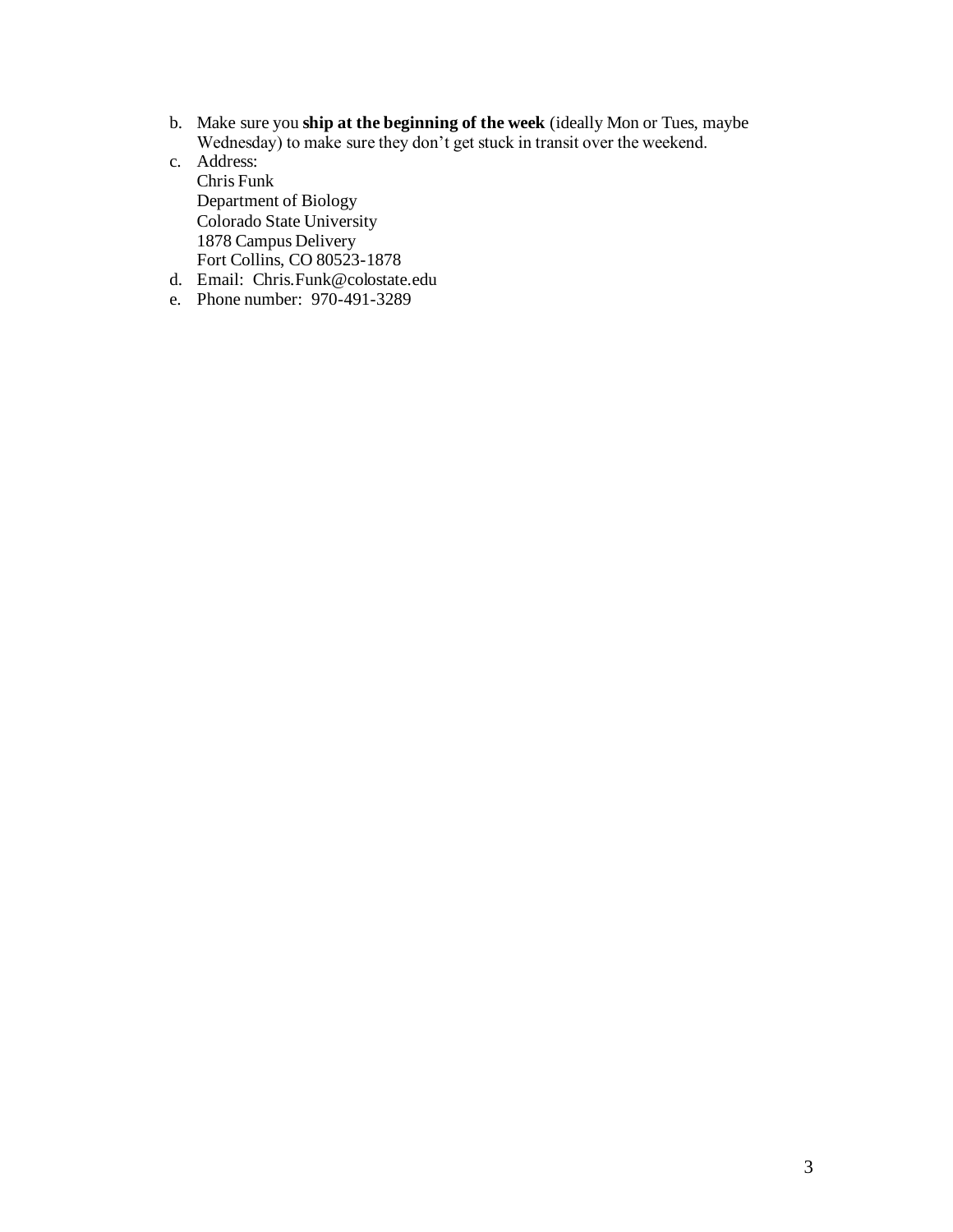b. Make sure you **ship at the beginning of the week** (ideally Mon or Tues, maybe Wednesday) to make sure they don't get stuck in transit over the weekend.

c. Address:  
Chris Funk  
Department of Biology  
Colorado State University  
1878 Campus Delivery  
Fort Collins, CO 80523-1878

d. Email: Chris.Funk@colostate.edu

e. Phone number: 970-491-3289